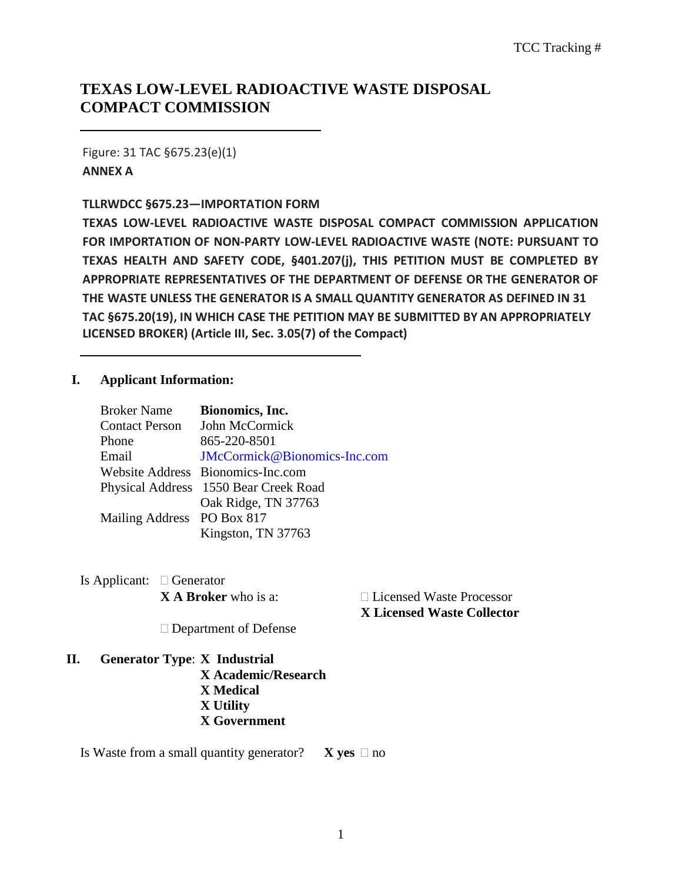TCC Tracking #

# TEXAS LOW-LEVEL RADIOACTIVE WASTE DISPOSAL COMPACT COMMISSION

---

Figure: 31 TAC §675.23(e)(1)

**ANNEX A**

**TLLRWDCC §675.23—IMPORTATION FORM**

**TEXAS LOW-LEVEL RADIOACTIVE WASTE DISPOSAL COMPACT COMMISSION APPLICATION FOR IMPORTATION OF NON-PARTY LOW-LEVEL RADIOACTIVE WASTE (NOTE: PURSUANT TO TEXAS HEALTH AND SAFETY CODE, §401.207(j), THIS PETITION MUST BE COMPLETED BY APPROPRIATE REPRESENTATIVES OF THE DEPARTMENT OF DEFENSE OR THE GENERATOR OF THE WASTE UNLESS THE GENERATOR IS A SMALL QUANTITY GENERATOR AS DEFINED IN 31 TAC §675.20(19), IN WHICH CASE THE PETITION MAY BE SUBMITTED BY AN APPROPRIATELY LICENSED BROKER) (Article III, Sec. 3.05(7) of the Compact)**

---

## I. Applicant Information:

| | |
|---|---|
| Broker Name | **Bionomics, Inc.** |
| Contact Person | John McCormick |
| Phone | 865-220-8501 |
| Email | JMcCormick@Bionomics-Inc.com |
| Website Address | Bionomics-Inc.com |
| Physical Address | 1550 Bear Creek Road<br>Oak Ridge, TN 37763 |
| Mailing Address | PO Box 817<br>Kingston, TN 37763 |

Is Applicant: ☐ Generator

**X A Broker** who is a: ☐ Licensed Waste Processor **X Licensed Waste Collector**

☐ Department of Defense

## II. Generator Type:

- **X Industrial**
- **X Academic/Research**
- **X Medical**
- **X Utility**
- **X Government**

Is Waste from a small quantity generator? **X yes** ☐ no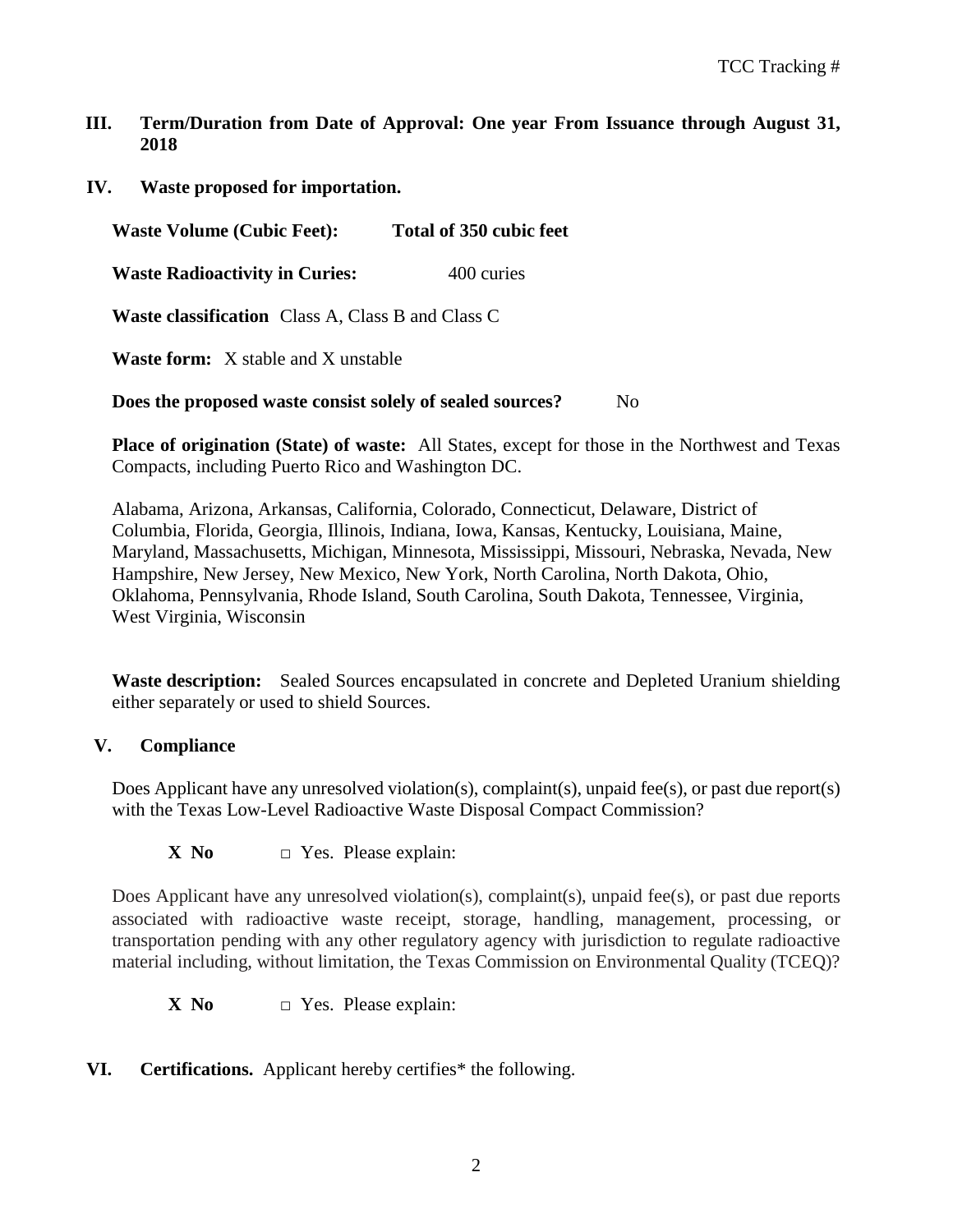**III. Term/Duration from Date of Approval: One year From Issuance through August 31, 2018**

**IV. Waste proposed for importation.**

**Waste Volume (Cubic Feet):** **Total of 350 cubic feet**

**Waste Radioactivity in Curies:** 400 curies

**Waste classification** Class A, Class B and Class C

**Waste form:** X stable and X unstable

**Does the proposed waste consist solely of sealed sources?** No

**Place of origination (State) of waste:** All States, except for those in the Northwest and Texas Compacts, including Puerto Rico and Washington DC.

Alabama, Arizona, Arkansas, California, Colorado, Connecticut, Delaware, District of Columbia, Florida, Georgia, Illinois, Indiana, Iowa, Kansas, Kentucky, Louisiana, Maine, Maryland, Massachusetts, Michigan, Minnesota, Mississippi, Missouri, Nebraska, Nevada, New Hampshire, New Jersey, New Mexico, New York, North Carolina, North Dakota, Ohio, Oklahoma, Pennsylvania, Rhode Island, South Carolina, South Dakota, Tennessee, Virginia, West Virginia, Wisconsin

**Waste description:** Sealed Sources encapsulated in concrete and Depleted Uranium shielding either separately or used to shield Sources.

**V. Compliance**

Does Applicant have any unresolved violation(s), complaint(s), unpaid fee(s), or past due report(s) with the Texas Low-Level Radioactive Waste Disposal Compact Commission?

**X No** □ Yes. Please explain:

Does Applicant have any unresolved violation(s), complaint(s), unpaid fee(s), or past due reports associated with radioactive waste receipt, storage, handling, management, processing, or transportation pending with any other regulatory agency with jurisdiction to regulate radioactive material including, without limitation, the Texas Commission on Environmental Quality (TCEQ)?

**X No** □ Yes. Please explain:

**VI. Certifications.** Applicant hereby certifies* the following.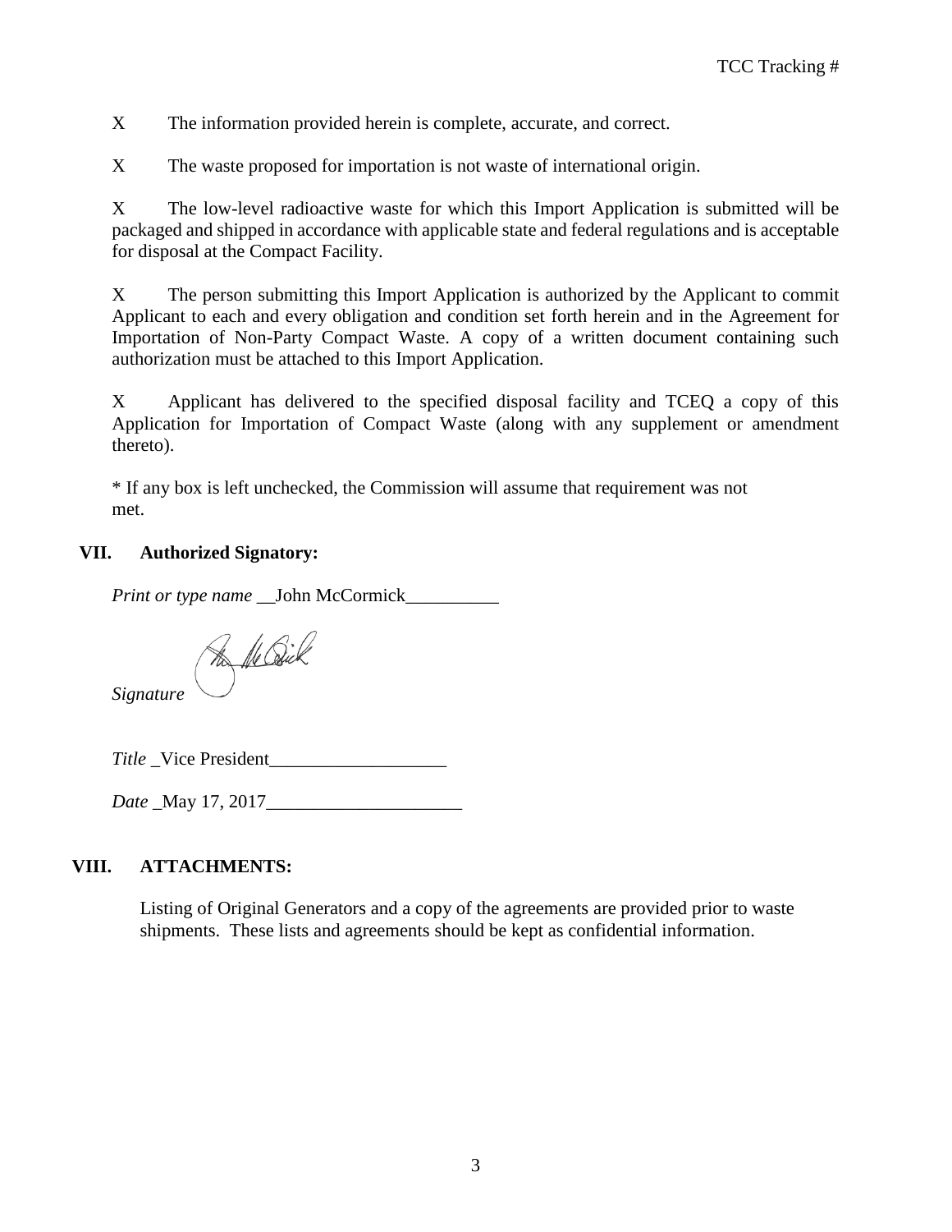TCC Tracking #

X The information provided herein is complete, accurate, and correct.

X The waste proposed for importation is not waste of international origin.

X The low-level radioactive waste for which this Import Application is submitted will be packaged and shipped in accordance with applicable state and federal regulations and is acceptable for disposal at the Compact Facility.

X The person submitting this Import Application is authorized by the Applicant to commit Applicant to each and every obligation and condition set forth herein and in the Agreement for Importation of Non-Party Compact Waste. A copy of a written document containing such authorization must be attached to this Import Application.

X Applicant has delivered to the specified disposal facility and TCEQ a copy of this Application for Importation of Compact Waste (along with any supplement or amendment thereto).

* If any box is left unchecked, the Commission will assume that requirement was not met.

## VII. Authorized Signatory:

*Print or type name* __John McCormick__________

*Signature*

*Title* _Vice President___________________

*Date* _May 17, 2017_____________________

## VIII. ATTACHMENTS:

Listing of Original Generators and a copy of the agreements are provided prior to waste shipments. These lists and agreements should be kept as confidential information.